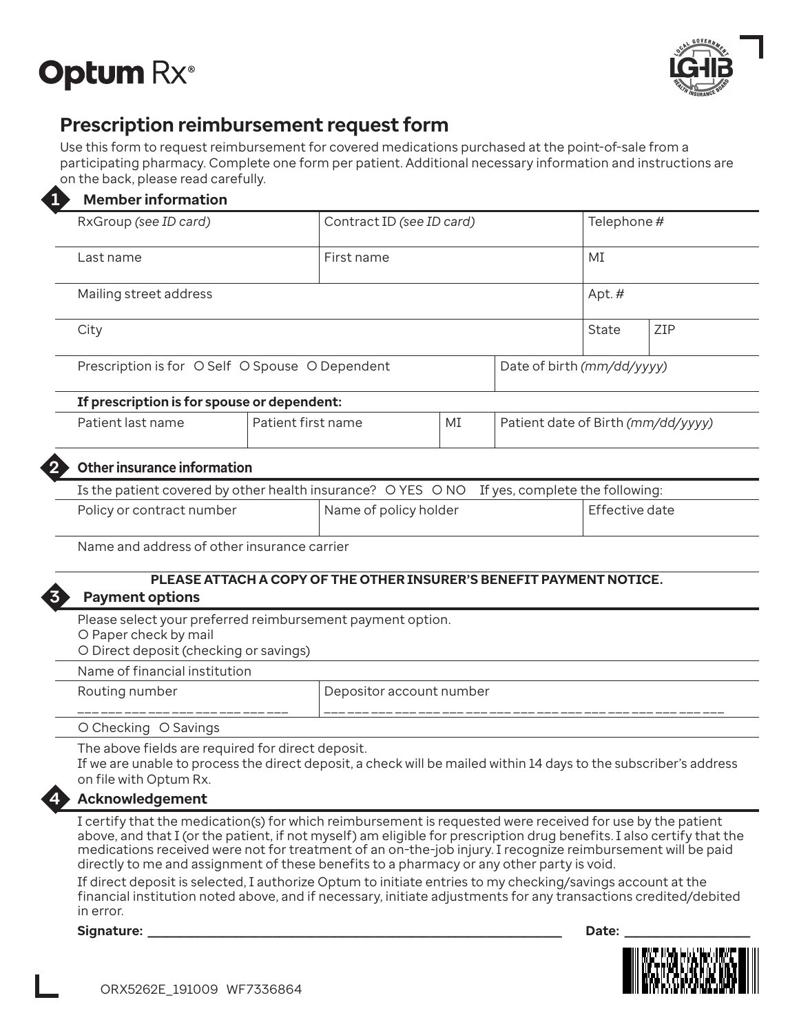Optum Rx®

# Prescription reimbursement request form

Use this form to request reimbursement for covered medications purchased at the point-of-sale from a participating pharmacy. Complete one form per patient. Additional necessary information and instructions are on the back, please read carefully.

## 1 Member information

| RxGroup *(see ID card)* | Contract ID *(see ID card)* | Telephone # | |
|---|---|---|---|
| Last name | First name | MI | |
| Mailing street address | | Apt. # | |
| City | | State | ZIP |

| Prescription is for ○ Self ○ Spouse ○ Dependent | Date of birth *(mm/dd/yyyy)* |
|---|---|

**If prescription is for spouse or dependent:**

| Patient last name | Patient first name | MI | Patient date of Birth *(mm/dd/yyyy)* |
|---|---|---|---|

## 2 Other insurance information

Is the patient covered by other health insurance? ○ YES ○ NO If yes, complete the following:

| Policy or contract number | Name of policy holder | Effective date |
|---|---|---|

Name and address of other insurance carrier

**PLEASE ATTACH A COPY OF THE OTHER INSURER'S BENEFIT PAYMENT NOTICE.**

## 3 Payment options

Please select your preferred reimbursement payment option.
○ Paper check by mail
○ Direct deposit (checking or savings)

Name of financial institution

| Routing number | Depositor account number |
|---|---|
| ___ ___ ___ ___ ___ ___ ___ ___ ___ | ___ ___ ___ ___ ___ ___ ___ ___ ___ ___ ___ ___ ___ ___ ___ ___ ___ |

○ Checking ○ Savings

The above fields are required for direct deposit.
If we are unable to process the direct deposit, a check will be mailed within 14 days to the subscriber's address on file with Optum Rx.

## 4 Acknowledgement

I certify that the medication(s) for which reimbursement is requested were received for use by the patient above, and that I (or the patient, if not myself) am eligible for prescription drug benefits. I also certify that the medications received were not for treatment of an on-the-job injury. I recognize reimbursement will be paid directly to me and assignment of these benefits to a pharmacy or any other party is void.

If direct deposit is selected, I authorize Optum to initiate entries to my checking/savings account at the financial institution noted above, and if necessary, initiate adjustments for any transactions credited/debited in error.

**Signature:** ______________________________ **Date:** ______________

ORX5262E_191009 WF7336864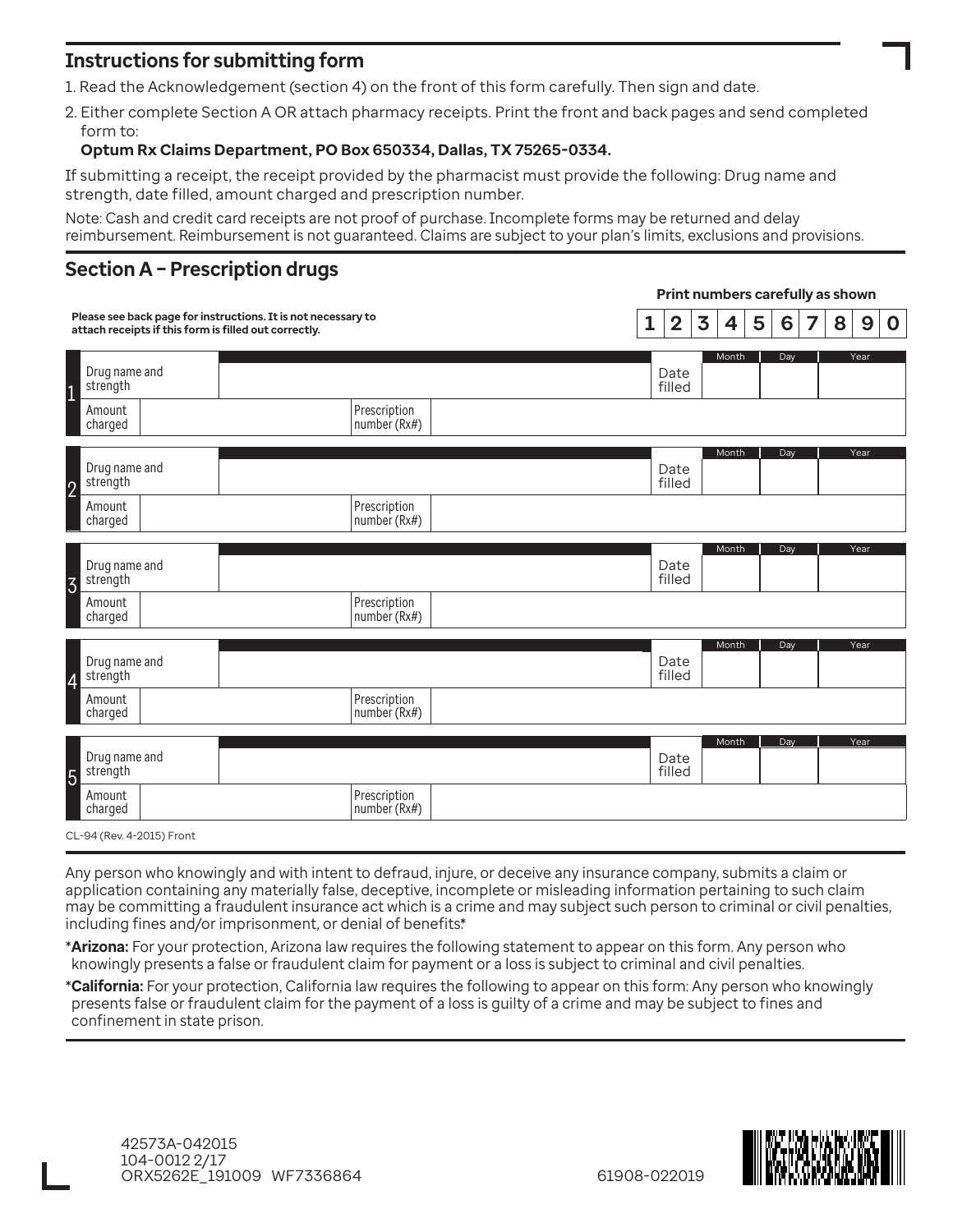## Instructions for submitting form

1. Read the Acknowledgement (section 4) on the front of this form carefully. Then sign and date.
2. Either complete Section A OR attach pharmacy receipts. Print the front and back pages and send completed form to:
   **Optum Rx Claims Department, PO Box 650334, Dallas, TX 75265-0334.**

If submitting a receipt, the receipt provided by the pharmacist must provide the following: Drug name and strength, date filled, amount charged and prescription number.

Note: Cash and credit card receipts are not proof of purchase. Incomplete forms may be returned and delay reimbursement. Reimbursement is not guaranteed. Claims are subject to your plan's limits, exclusions and provisions.

## Section A – Prescription drugs

**Please see back page for instructions. It is not necessary to attach receipts if this form is filled out correctly.**

**Print numbers carefully as shown**

1 2 3 4 5 6 7 8 9 0

| # | | | | | | | |
|---|---|---|---|---|---|---|---|
| 1 | Drug name and strength | | Date filled | Month | Day | Year |
| | Amount charged | | Prescription number (Rx#) | | | |
| 2 | Drug name and strength | | Date filled | Month | Day | Year |
| | Amount charged | | Prescription number (Rx#) | | | |
| 3 | Drug name and strength | | Date filled | Month | Day | Year |
| | Amount charged | | Prescription number (Rx#) | | | |
| 4 | Drug name and strength | | Date filled | Month | Day | Year |
| | Amount charged | | Prescription number (Rx#) | | | |
| 5 | Drug name and strength | | Date filled | Month | Day | Year |
| | Amount charged | | Prescription number (Rx#) | | | |

CL-94 (Rev. 4-2015) Front

Any person who knowingly and with intent to defraud, injure, or deceive any insurance company, submits a claim or application containing any materially false, deceptive, incomplete or misleading information pertaining to such claim may be committing a fraudulent insurance act which is a crime and may subject such person to criminal or civil penalties, including fines and/or imprisonment, or denial of benefits*

*__Arizona:__ For your protection, Arizona law requires the following statement to appear on this form. Any person who knowingly presents a false or fraudulent claim for payment or a loss is subject to criminal and civil penalties.

*__California:__ For your protection, California law requires the following to appear on this form: Any person who knowingly presents false or fraudulent claim for the payment of a loss is guilty of a crime and may be subject to fines and confinement in state prison.

42573A-042015
104-0012 2/17
ORX5262E_191009 WF7336864

61908-022019